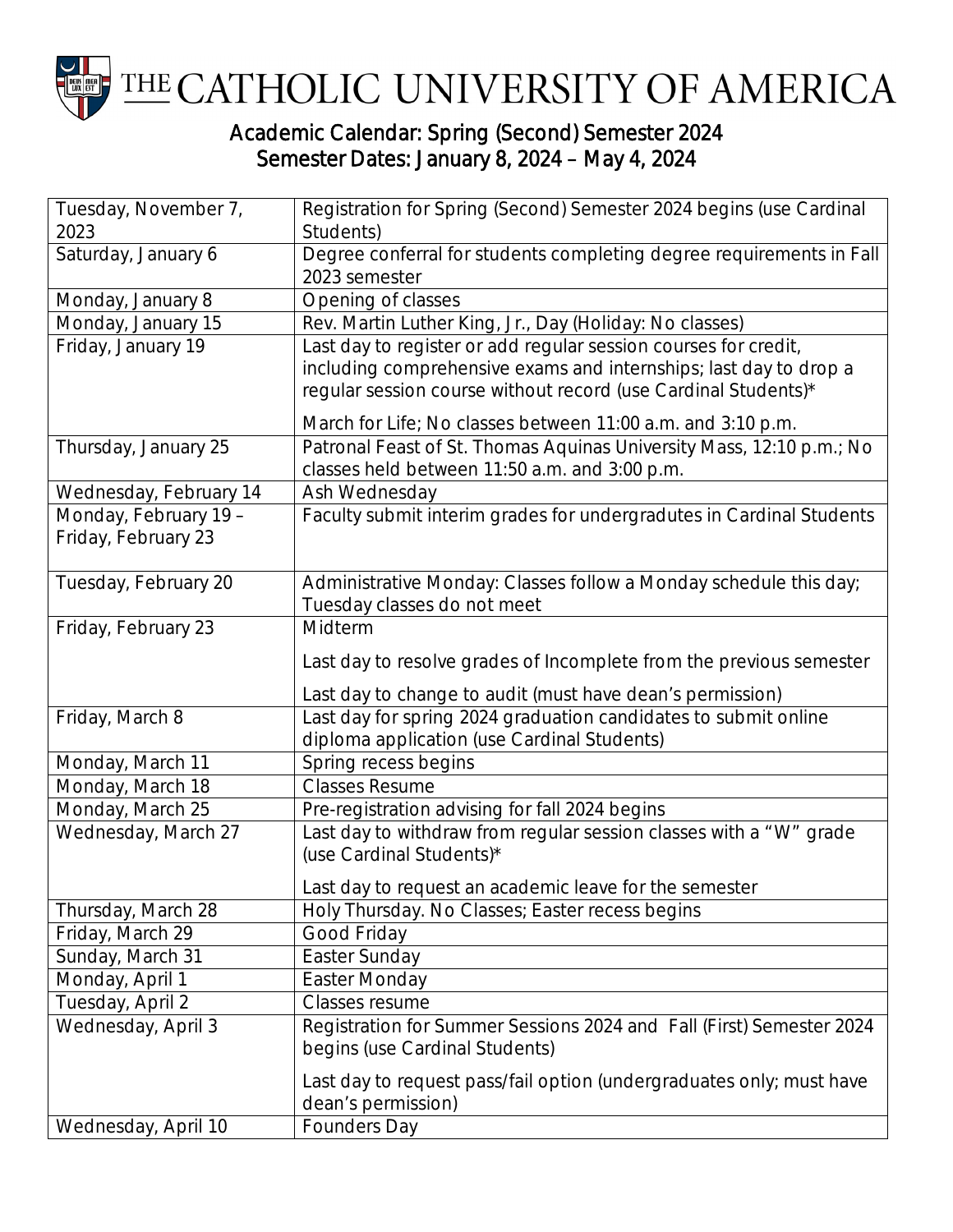# THE CATHOLIC UNIVERSITY OF AMERICA

## Academic Calendar: Spring (Second) Semester 2024
## Semester Dates: January 8, 2024 – May 4, 2024

| Date | Event |
|---|---|
| Tuesday, November 7, 2023 | Registration for Spring (Second) Semester 2024 begins (use Cardinal Students) |
| Saturday, January 6 | Degree conferral for students completing degree requirements in Fall 2023 semester |
| Monday, January 8 | Opening of classes |
| Monday, January 15 | Rev. Martin Luther King, Jr., Day (Holiday: No classes) |
| Friday, January 19 | Last day to register or add regular session courses for credit, including comprehensive exams and internships; last day to drop a regular session course without record (use Cardinal Students)*<br><br>March for Life; No classes between 11:00 a.m. and 3:10 p.m. |
| Thursday, January 25 | Patronal Feast of St. Thomas Aquinas University Mass, 12:10 p.m.; No classes held between 11:50 a.m. and 3:00 p.m. |
| Wednesday, February 14 | Ash Wednesday |
| Monday, February 19 – Friday, February 23 | Faculty submit interim grades for undergradutes in Cardinal Students |
| Tuesday, February 20 | Administrative Monday: Classes follow a Monday schedule this day; Tuesday classes do not meet |
| Friday, February 23 | Midterm<br><br>Last day to resolve grades of Incomplete from the previous semester<br><br>Last day to change to audit (must have dean's permission) |
| Friday, March 8 | Last day for spring 2024 graduation candidates to submit online diploma application (use Cardinal Students) |
| Monday, March 11 | Spring recess begins |
| Monday, March 18 | Classes Resume |
| Monday, March 25 | Pre-registration advising for fall 2024 begins |
| Wednesday, March 27 | Last day to withdraw from regular session classes with a "W" grade (use Cardinal Students)*<br><br>Last day to request an academic leave for the semester |
| Thursday, March 28 | Holy Thursday. No Classes; Easter recess begins |
| Friday, March 29 | Good Friday |
| Sunday, March 31 | Easter Sunday |
| Monday, April 1 | Easter Monday |
| Tuesday, April 2 | Classes resume |
| Wednesday, April 3 | Registration for Summer Sessions 2024 and Fall (First) Semester 2024 begins (use Cardinal Students)<br><br>Last day to request pass/fail option (undergraduates only; must have dean's permission) |
| Wednesday, April 10 | Founders Day |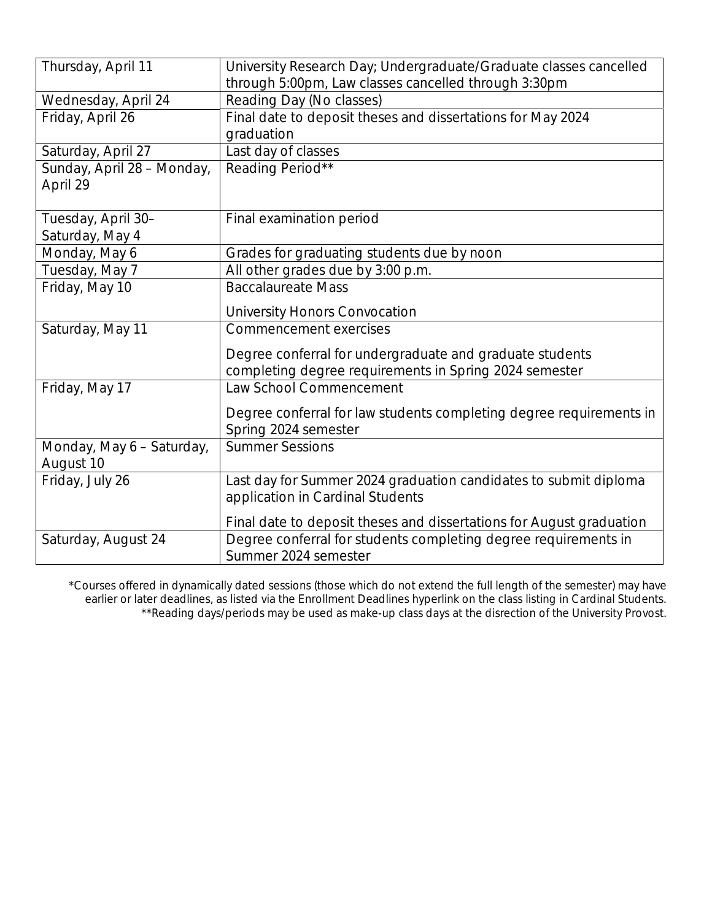| | |
|---|---|
| Thursday, April 11 | University Research Day; Undergraduate/Graduate classes cancelled through 5:00pm, Law classes cancelled through 3:30pm |
| Wednesday, April 24 | Reading Day (No classes) |
| Friday, April 26 | Final date to deposit theses and dissertations for May 2024 graduation |
| Saturday, April 27 | Last day of classes |
| Sunday, April 28 – Monday, April 29 | Reading Period** |
| Tuesday, April 30– Saturday, May 4 | Final examination period |
| Monday, May 6 | Grades for graduating students due by noon |
| Tuesday, May 7 | All other grades due by 3:00 p.m. |
| Friday, May 10 | Baccalaureate Mass<br><br>University Honors Convocation |
| Saturday, May 11 | Commencement exercises<br><br>Degree conferral for undergraduate and graduate students completing degree requirements in Spring 2024 semester |
| Friday, May 17 | Law School Commencement<br><br>Degree conferral for law students completing degree requirements in Spring 2024 semester |
| Monday, May 6 – Saturday, August 10 | Summer Sessions |
| Friday, July 26 | Last day for Summer 2024 graduation candidates to submit diploma application in Cardinal Students<br><br>Final date to deposit theses and dissertations for August graduation |
| Saturday, August 24 | Degree conferral for students completing degree requirements in Summer 2024 semester |

*Courses offered in dynamically dated sessions (those which do not extend the full length of the semester) may have earlier or later deadlines, as listed via the Enrollment Deadlines hyperlink on the class listing in Cardinal Students.
**Reading days/periods may be used as make-up class days at the disrection of the University Provost.